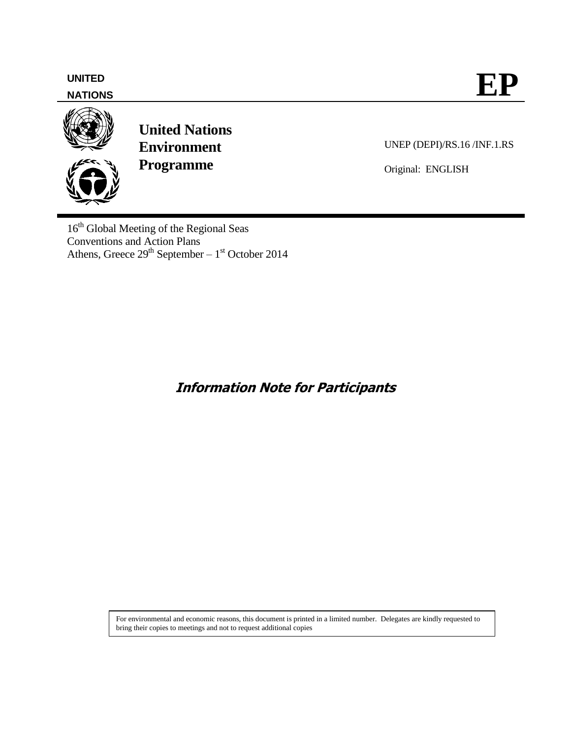**UNITED NATIONS**

# EP

**United Nations Environment Programme**

UNEP (DEPI)/RS.16 /INF.1.RS

Original: ENGLISH

16th Global Meeting of the Regional Seas Conventions and Action Plans
Athens, Greece 29th September – 1st October 2014

## *Information Note for Participants*

For environmental and economic reasons, this document is printed in a limited number. Delegates are kindly requested to bring their copies to meetings and not to request additional copies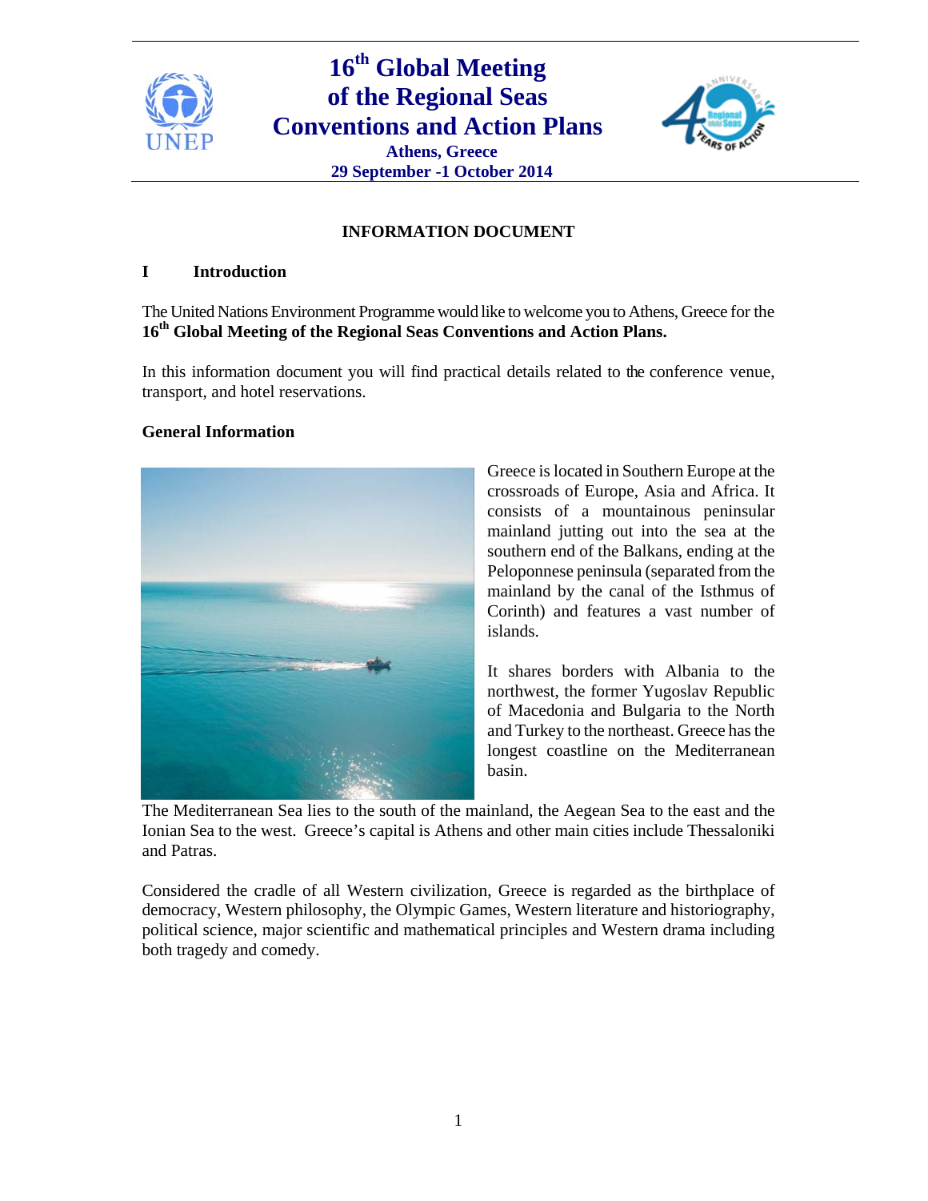# 16th Global Meeting of the Regional Seas Conventions and Action Plans

**Athens, Greece**
**29 September -1 October 2014**

## INFORMATION DOCUMENT

### I Introduction

The United Nations Environment Programme would like to welcome you to Athens, Greece for the **16th Global Meeting of the Regional Seas Conventions and Action Plans.**

In this information document you will find practical details related to the conference venue, transport, and hotel reservations.

### General Information

Greece is located in Southern Europe at the crossroads of Europe, Asia and Africa. It consists of a mountainous peninsular mainland jutting out into the sea at the southern end of the Balkans, ending at the Peloponnese peninsula (separated from the mainland by the canal of the Isthmus of Corinth) and features a vast number of islands.

It shares borders with Albania to the northwest, the former Yugoslav Republic of Macedonia and Bulgaria to the North and Turkey to the northeast. Greece has the longest coastline on the Mediterranean basin.

The Mediterranean Sea lies to the south of the mainland, the Aegean Sea to the east and the Ionian Sea to the west. Greece's capital is Athens and other main cities include Thessaloniki and Patras.

Considered the cradle of all Western civilization, Greece is regarded as the birthplace of democracy, Western philosophy, the Olympic Games, Western literature and historiography, political science, major scientific and mathematical principles and Western drama including both tragedy and comedy.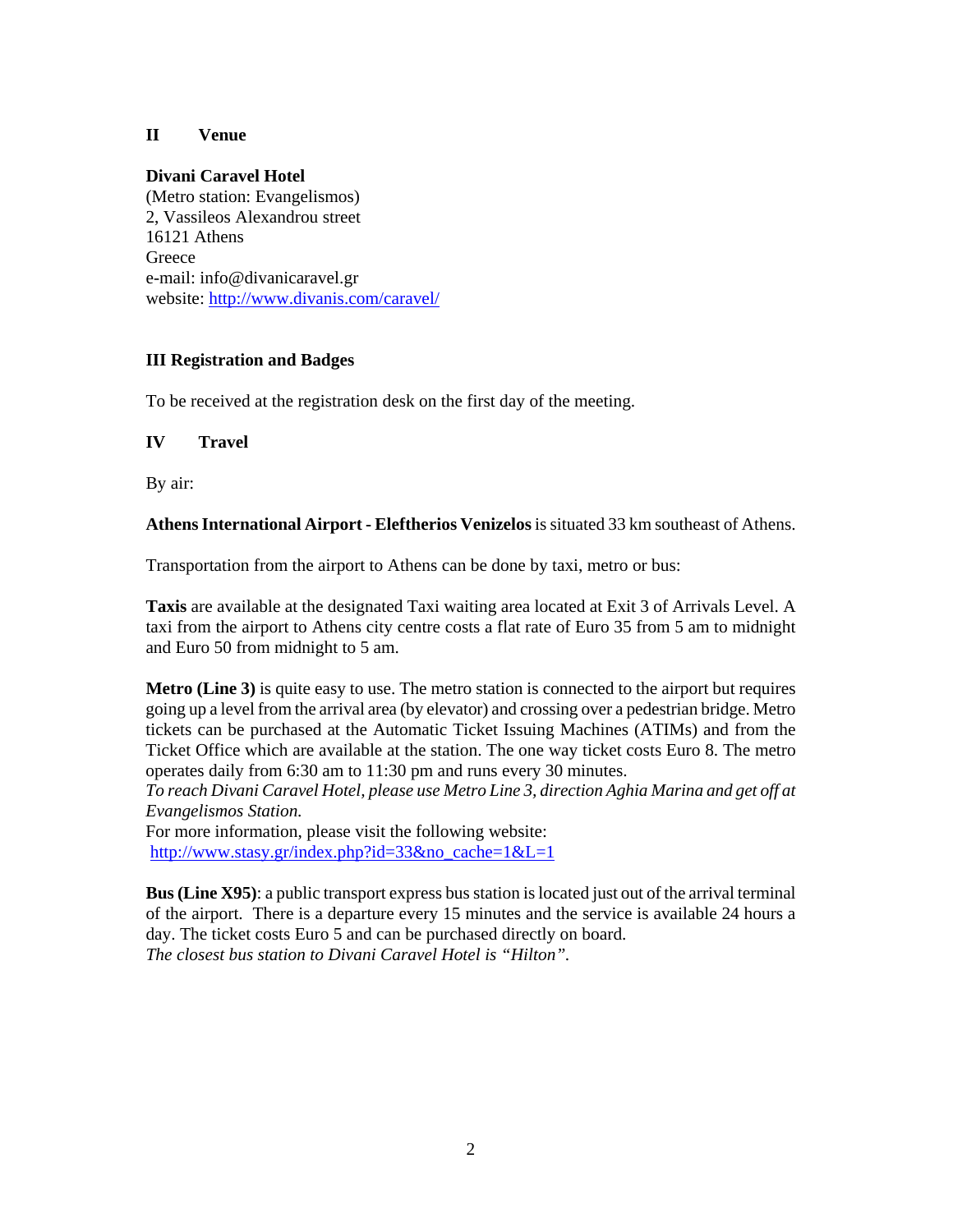## II Venue

**Divani Caravel Hotel**
(Metro station: Evangelismos)
2, Vassileos Alexandrou street
16121 Athens
Greece
e-mail: info@divanicaravel.gr
website: http://www.divanis.com/caravel/

## III Registration and Badges

To be received at the registration desk on the first day of the meeting.

## IV Travel

By air:

**Athens International Airport - Eleftherios Venizelos** is situated 33 km southeast of Athens.

Transportation from the airport to Athens can be done by taxi, metro or bus:

**Taxis** are available at the designated Taxi waiting area located at Exit 3 of Arrivals Level. A taxi from the airport to Athens city centre costs a flat rate of Euro 35 from 5 am to midnight and Euro 50 from midnight to 5 am.

**Metro (Line 3)** is quite easy to use. The metro station is connected to the airport but requires going up a level from the arrival area (by elevator) and crossing over a pedestrian bridge. Metro tickets can be purchased at the Automatic Ticket Issuing Machines (ATIMs) and from the Ticket Office which are available at the station. The one way ticket costs Euro 8. The metro operates daily from 6:30 am to 11:30 pm and runs every 30 minutes.
*To reach Divani Caravel Hotel, please use Metro Line 3, direction Aghia Marina and get off at Evangelismos Station.*
For more information, please visit the following website:
http://www.stasy.gr/index.php?id=33&no_cache=1&L=1

**Bus (Line X95)**: a public transport express bus station is located just out of the arrival terminal of the airport. There is a departure every 15 minutes and the service is available 24 hours a day. The ticket costs Euro 5 and can be purchased directly on board.
*The closest bus station to Divani Caravel Hotel is "Hilton".*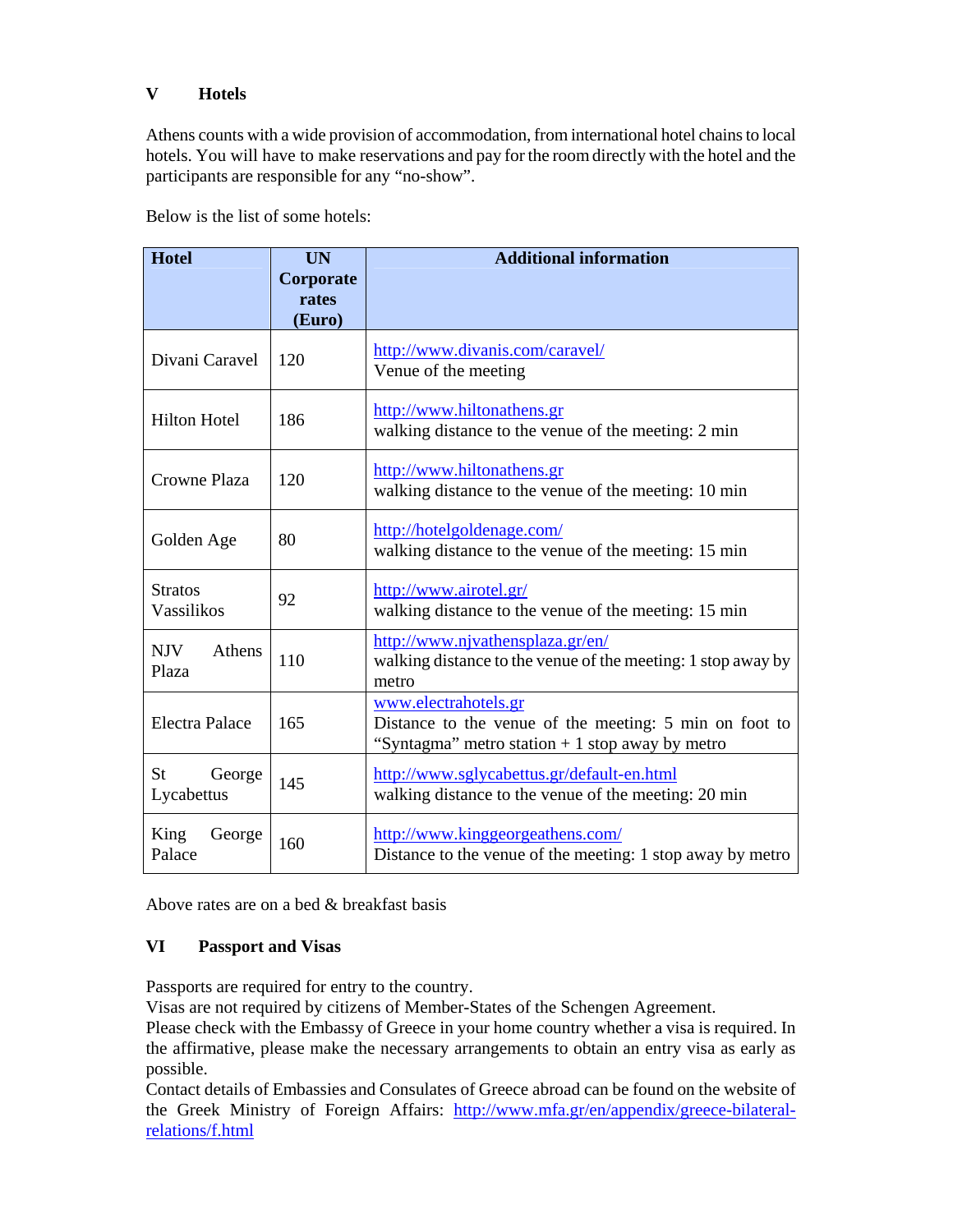## V Hotels

Athens counts with a wide provision of accommodation, from international hotel chains to local hotels. You will have to make reservations and pay for the room directly with the hotel and the participants are responsible for any "no-show".

Below is the list of some hotels:

| Hotel | UN Corporate rates (Euro) | Additional information |
|---|---|---|
| Divani Caravel | 120 | http://www.divanis.com/caravel/<br>Venue of the meeting |
| Hilton Hotel | 186 | http://www.hiltonathens.gr<br>walking distance to the venue of the meeting: 2 min |
| Crowne Plaza | 120 | http://www.hiltonathens.gr<br>walking distance to the venue of the meeting: 10 min |
| Golden Age | 80 | http://hotelgoldenage.com/<br>walking distance to the venue of the meeting: 15 min |
| Stratos Vassilikos | 92 | http://www.airotel.gr/<br>walking distance to the venue of the meeting: 15 min |
| NJV Athens Plaza | 110 | http://www.njvathensplaza.gr/en/<br>walking distance to the venue of the meeting: 1 stop away by metro |
| Electra Palace | 165 | www.electrahotels.gr<br>Distance to the venue of the meeting: 5 min on foot to "Syntagma" metro station + 1 stop away by metro |
| St George Lycabettus | 145 | http://www.sglycabettus.gr/default-en.html<br>walking distance to the venue of the meeting: 20 min |
| King George Palace | 160 | http://www.kinggeorgeathens.com/<br>Distance to the venue of the meeting: 1 stop away by metro |

Above rates are on a bed & breakfast basis

## VI Passport and Visas

Passports are required for entry to the country.
Visas are not required by citizens of Member-States of the Schengen Agreement.
Please check with the Embassy of Greece in your home country whether a visa is required. In the affirmative, please make the necessary arrangements to obtain an entry visa as early as possible.
Contact details of Embassies and Consulates of Greece abroad can be found on the website of the Greek Ministry of Foreign Affairs: http://www.mfa.gr/en/appendix/greece-bilateral-relations/f.html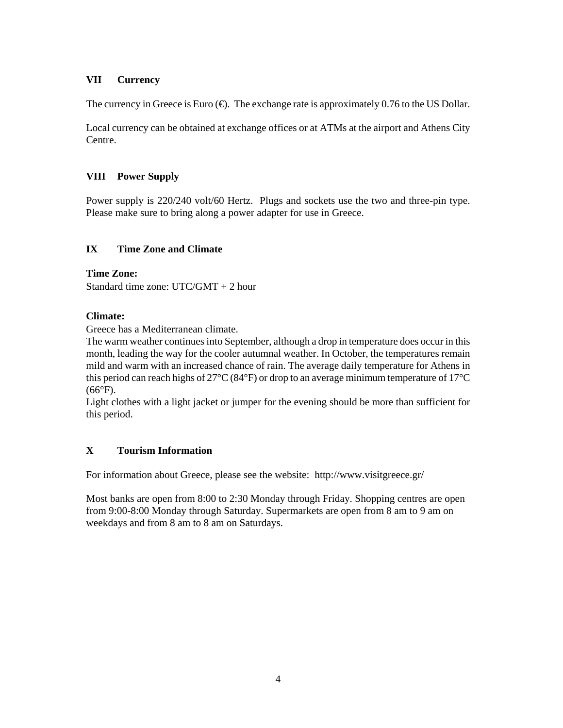## VII Currency

The currency in Greece is Euro (€). The exchange rate is approximately 0.76 to the US Dollar.

Local currency can be obtained at exchange offices or at ATMs at the airport and Athens City Centre.

## VIII Power Supply

Power supply is 220/240 volt/60 Hertz. Plugs and sockets use the two and three-pin type. Please make sure to bring along a power adapter for use in Greece.

## IX Time Zone and Climate

**Time Zone:**
Standard time zone: UTC/GMT + 2 hour

**Climate:**
Greece has a Mediterranean climate.
The warm weather continues into September, although a drop in temperature does occur in this month, leading the way for the cooler autumnal weather. In October, the temperatures remain mild and warm with an increased chance of rain. The average daily temperature for Athens in this period can reach highs of 27°C (84°F) or drop to an average minimum temperature of 17°C (66°F).
Light clothes with a light jacket or jumper for the evening should be more than sufficient for this period.

## X Tourism Information

For information about Greece, please see the website: http://www.visitgreece.gr/

Most banks are open from 8:00 to 2:30 Monday through Friday. Shopping centres are open from 9:00-8:00 Monday through Saturday. Supermarkets are open from 8 am to 9 am on weekdays and from 8 am to 8 am on Saturdays.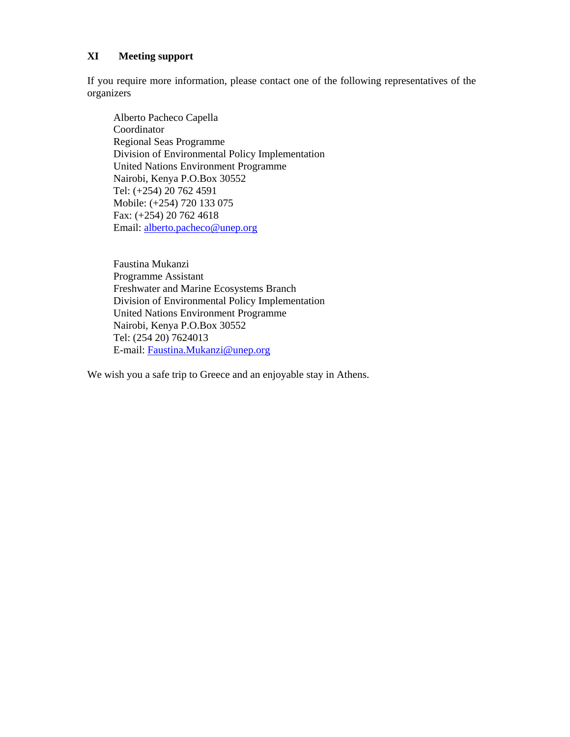## XI Meeting support

If you require more information, please contact one of the following representatives of the organizers

Alberto Pacheco Capella  
Coordinator  
Regional Seas Programme  
Division of Environmental Policy Implementation  
United Nations Environment Programme  
Nairobi, Kenya P.O.Box 30552  
Tel: (+254) 20 762 4591  
Mobile: (+254) 720 133 075  
Fax: (+254) 20 762 4618  
Email: alberto.pacheco@unep.org

Faustina Mukanzi  
Programme Assistant  
Freshwater and Marine Ecosystems Branch  
Division of Environmental Policy Implementation  
United Nations Environment Programme  
Nairobi, Kenya P.O.Box 30552  
Tel: (254 20) 7624013  
E-mail: Faustina.Mukanzi@unep.org

We wish you a safe trip to Greece and an enjoyable stay in Athens.